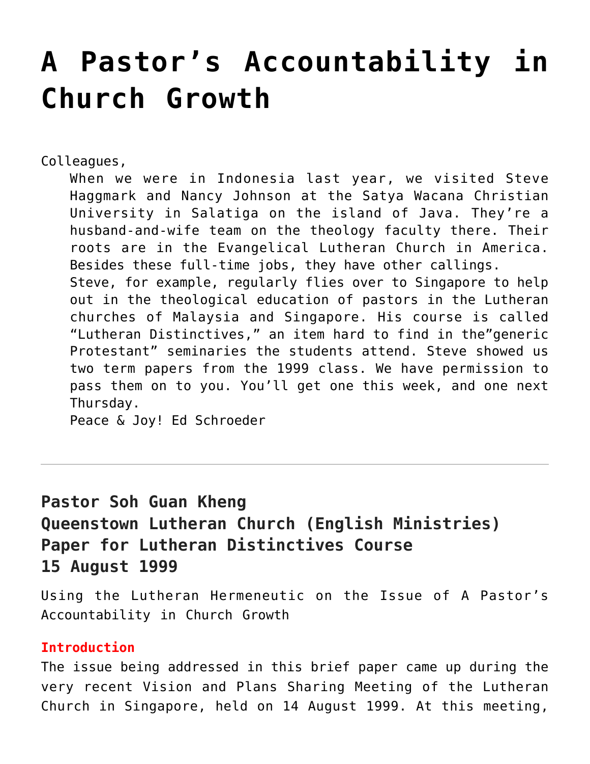# A Pastor's Accountability in Church Growth

Colleagues,

When we were in Indonesia last year, we visited Steve Haggmark and Nancy Johnson at the Satya Wacana Christian University in Salatiga on the island of Java. They're a husband-and-wife team on the theology faculty there. Their roots are in the Evangelical Lutheran Church in America. Besides these full-time jobs, they have other callings.

Steve, for example, regularly flies over to Singapore to help out in the theological education of pastors in the Lutheran churches of Malaysia and Singapore. His course is called "Lutheran Distinctives," an item hard to find in the"generic Protestant" seminaries the students attend. Steve showed us two term papers from the 1999 class. We have permission to pass them on to you. You'll get one this week, and one next Thursday.

Peace & Joy! Ed Schroeder

---

### Pastor Soh Guan Kheng
### Queenstown Lutheran Church (English Ministries)
### Paper for Lutheran Distinctives Course
### 15 August 1999

Using the Lutheran Hermeneutic on the Issue of A Pastor's Accountability in Church Growth

#### Introduction

The issue being addressed in this brief paper came up during the very recent Vision and Plans Sharing Meeting of the Lutheran Church in Singapore, held on 14 August 1999. At this meeting,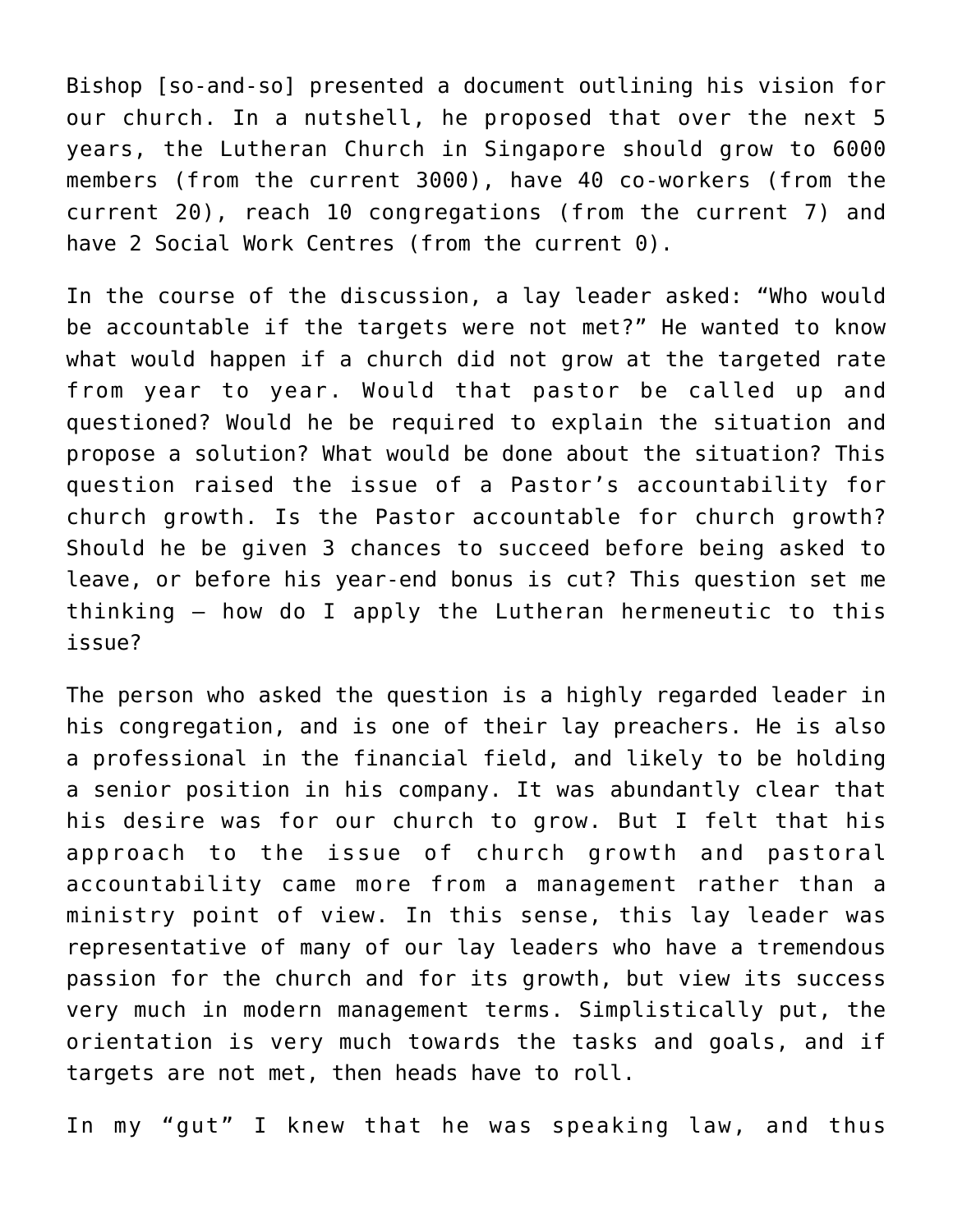Bishop [so-and-so] presented a document outlining his vision for our church. In a nutshell, he proposed that over the next 5 years, the Lutheran Church in Singapore should grow to 6000 members (from the current 3000), have 40 co-workers (from the current 20), reach 10 congregations (from the current 7) and have 2 Social Work Centres (from the current 0).

In the course of the discussion, a lay leader asked: "Who would be accountable if the targets were not met?" He wanted to know what would happen if a church did not grow at the targeted rate from year to year. Would that pastor be called up and questioned? Would he be required to explain the situation and propose a solution? What would be done about the situation? This question raised the issue of a Pastor's accountability for church growth. Is the Pastor accountable for church growth? Should he be given 3 chances to succeed before being asked to leave, or before his year-end bonus is cut? This question set me thinking – how do I apply the Lutheran hermeneutic to this issue?

The person who asked the question is a highly regarded leader in his congregation, and is one of their lay preachers. He is also a professional in the financial field, and likely to be holding a senior position in his company. It was abundantly clear that his desire was for our church to grow. But I felt that his approach to the issue of church growth and pastoral accountability came more from a management rather than a ministry point of view. In this sense, this lay leader was representative of many of our lay leaders who have a tremendous passion for the church and for its growth, but view its success very much in modern management terms. Simplistically put, the orientation is very much towards the tasks and goals, and if targets are not met, then heads have to roll.

In my "gut" I knew that he was speaking law, and thus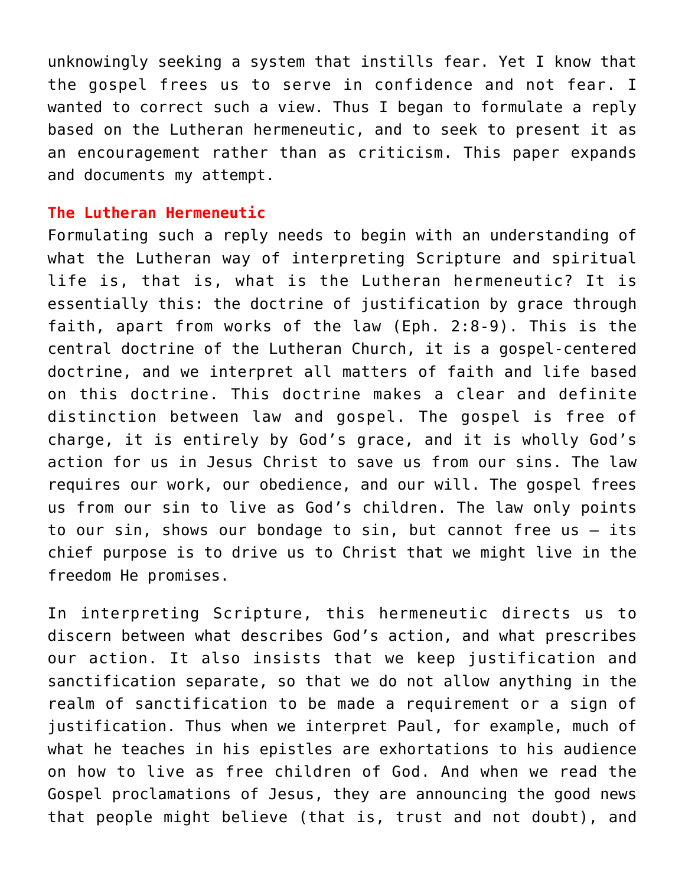unknowingly seeking a system that instills fear. Yet I know that the gospel frees us to serve in confidence and not fear. I wanted to correct such a view. Thus I began to formulate a reply based on the Lutheran hermeneutic, and to seek to present it as an encouragement rather than as criticism. This paper expands and documents my attempt.

## The Lutheran Hermeneutic

Formulating such a reply needs to begin with an understanding of what the Lutheran way of interpreting Scripture and spiritual life is, that is, what is the Lutheran hermeneutic? It is essentially this: the doctrine of justification by grace through faith, apart from works of the law (Eph. 2:8-9). This is the central doctrine of the Lutheran Church, it is a gospel-centered doctrine, and we interpret all matters of faith and life based on this doctrine. This doctrine makes a clear and definite distinction between law and gospel. The gospel is free of charge, it is entirely by God's grace, and it is wholly God's action for us in Jesus Christ to save us from our sins. The law requires our work, our obedience, and our will. The gospel frees us from our sin to live as God's children. The law only points to our sin, shows our bondage to sin, but cannot free us – its chief purpose is to drive us to Christ that we might live in the freedom He promises.

In interpreting Scripture, this hermeneutic directs us to discern between what describes God's action, and what prescribes our action. It also insists that we keep justification and sanctification separate, so that we do not allow anything in the realm of sanctification to be made a requirement or a sign of justification. Thus when we interpret Paul, for example, much of what he teaches in his epistles are exhortations to his audience on how to live as free children of God. And when we read the Gospel proclamations of Jesus, they are announcing the good news that people might believe (that is, trust and not doubt), and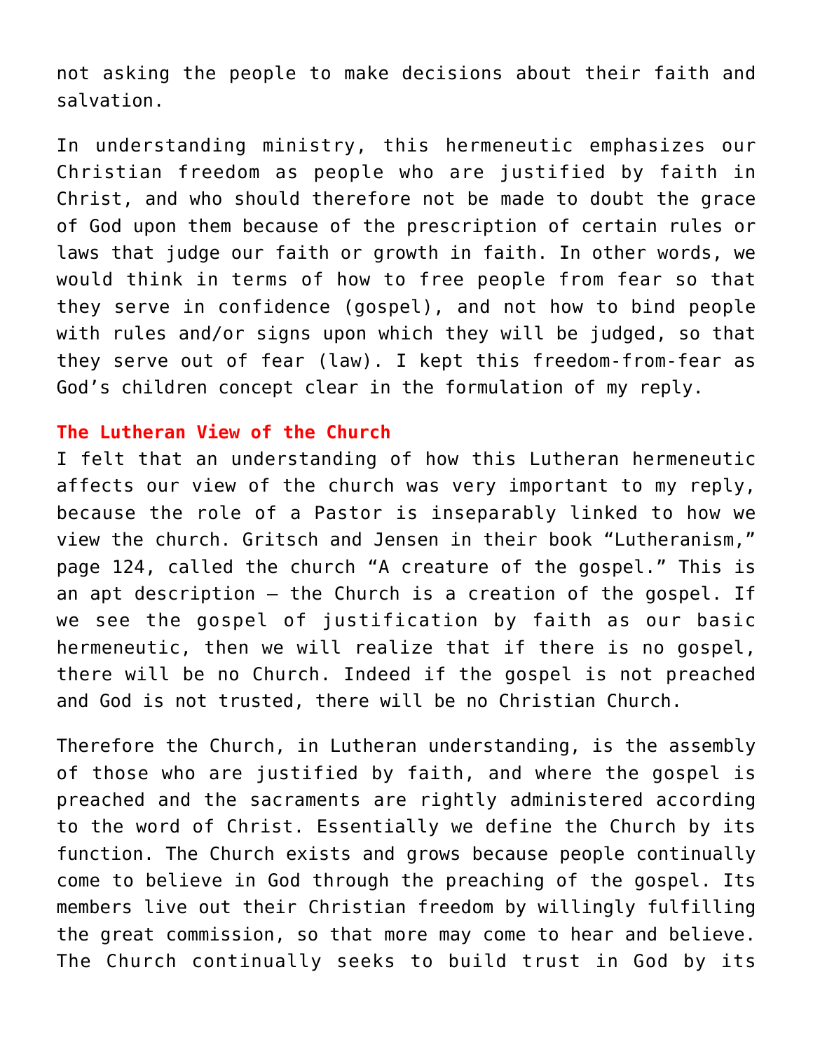not asking the people to make decisions about their faith and salvation.

In understanding ministry, this hermeneutic emphasizes our Christian freedom as people who are justified by faith in Christ, and who should therefore not be made to doubt the grace of God upon them because of the prescription of certain rules or laws that judge our faith or growth in faith. In other words, we would think in terms of how to free people from fear so that they serve in confidence (gospel), and not how to bind people with rules and/or signs upon which they will be judged, so that they serve out of fear (law). I kept this freedom-from-fear as God's children concept clear in the formulation of my reply.

**The Lutheran View of the Church**

I felt that an understanding of how this Lutheran hermeneutic affects our view of the church was very important to my reply, because the role of a Pastor is inseparably linked to how we view the church. Gritsch and Jensen in their book "Lutheranism," page 124, called the church "A creature of the gospel." This is an apt description – the Church is a creation of the gospel. If we see the gospel of justification by faith as our basic hermeneutic, then we will realize that if there is no gospel, there will be no Church. Indeed if the gospel is not preached and God is not trusted, there will be no Christian Church.

Therefore the Church, in Lutheran understanding, is the assembly of those who are justified by faith, and where the gospel is preached and the sacraments are rightly administered according to the word of Christ. Essentially we define the Church by its function. The Church exists and grows because people continually come to believe in God through the preaching of the gospel. Its members live out their Christian freedom by willingly fulfilling the great commission, so that more may come to hear and believe. The Church continually seeks to build trust in God by its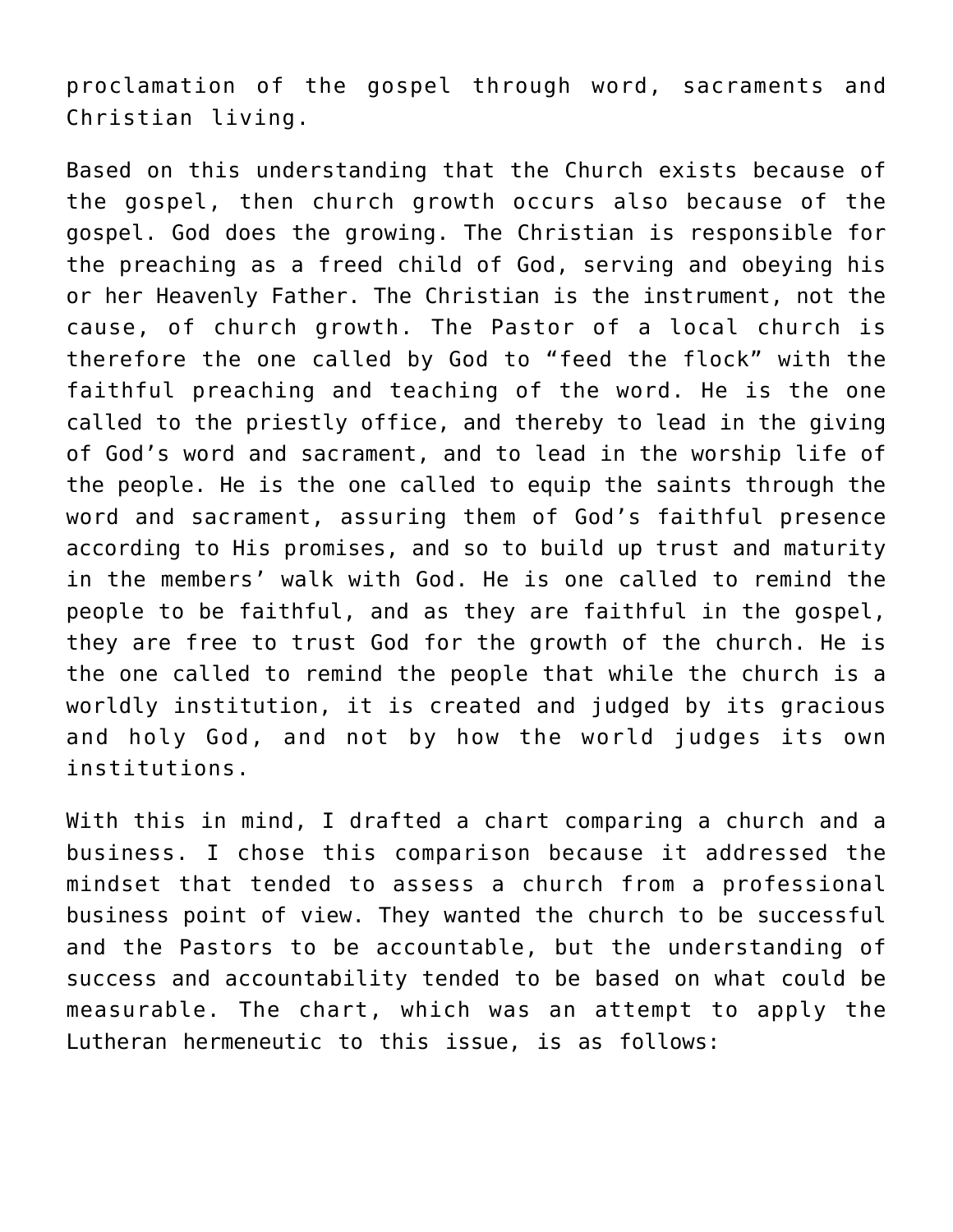proclamation of the gospel through word, sacraments and Christian living.

Based on this understanding that the Church exists because of the gospel, then church growth occurs also because of the gospel. God does the growing. The Christian is responsible for the preaching as a freed child of God, serving and obeying his or her Heavenly Father. The Christian is the instrument, not the cause, of church growth. The Pastor of a local church is therefore the one called by God to “feed the flock” with the faithful preaching and teaching of the word. He is the one called to the priestly office, and thereby to lead in the giving of God’s word and sacrament, and to lead in the worship life of the people. He is the one called to equip the saints through the word and sacrament, assuring them of God’s faithful presence according to His promises, and so to build up trust and maturity in the members’ walk with God. He is one called to remind the people to be faithful, and as they are faithful in the gospel, they are free to trust God for the growth of the church. He is the one called to remind the people that while the church is a worldly institution, it is created and judged by its gracious and holy God, and not by how the world judges its own institutions.

With this in mind, I drafted a chart comparing a church and a business. I chose this comparison because it addressed the mindset that tended to assess a church from a professional business point of view. They wanted the church to be successful and the Pastors to be accountable, but the understanding of success and accountability tended to be based on what could be measurable. The chart, which was an attempt to apply the Lutheran hermeneutic to this issue, is as follows: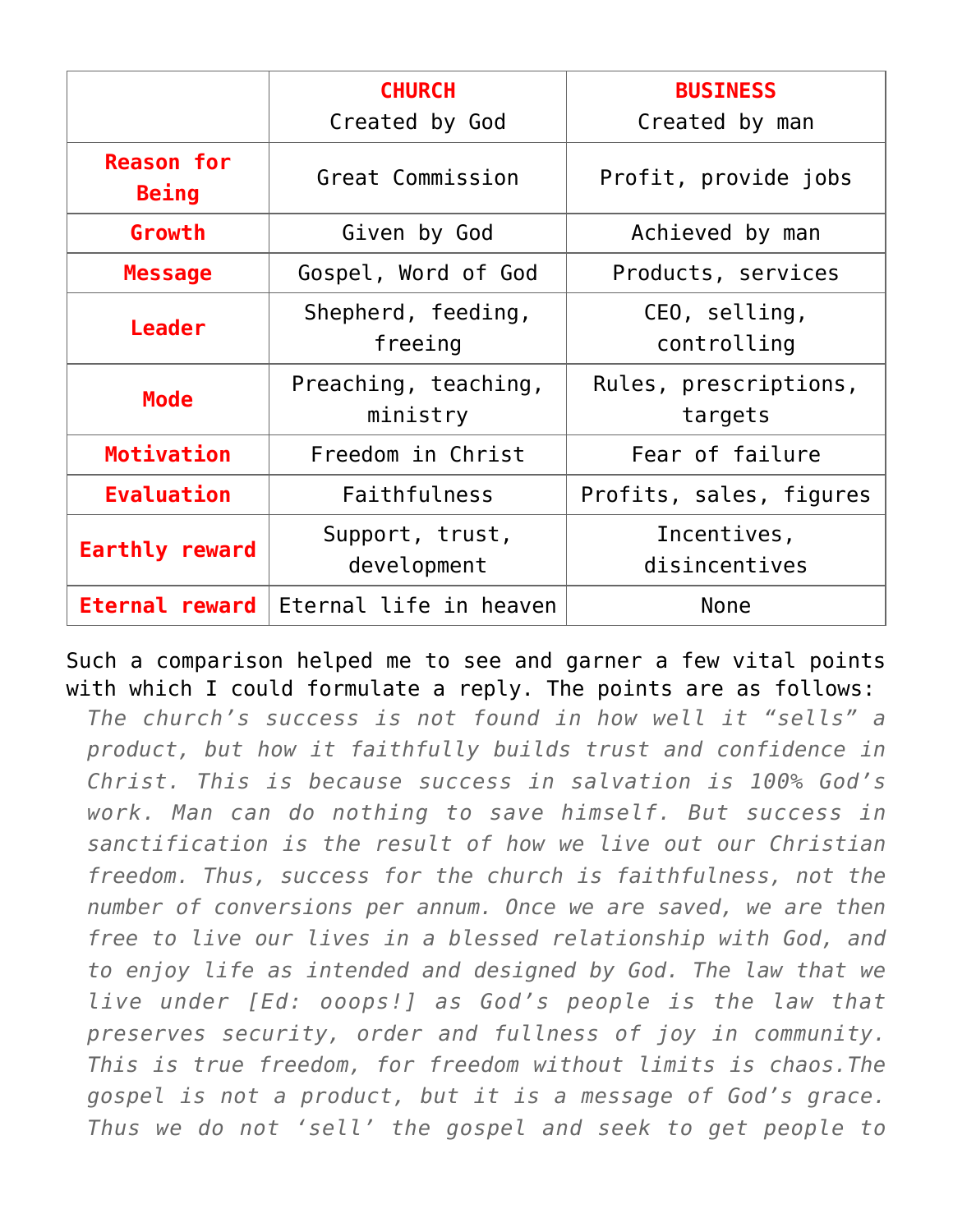| | **CHURCH** Created by God | **BUSINESS** Created by man |
|---|---|---|
| **Reason for Being** | Great Commission | Profit, provide jobs |
| **Growth** | Given by God | Achieved by man |
| **Message** | Gospel, Word of God | Products, services |
| **Leader** | Shepherd, feeding, freeing | CEO, selling, controlling |
| **Mode** | Preaching, teaching, ministry | Rules, prescriptions, targets |
| **Motivation** | Freedom in Christ | Fear of failure |
| **Evaluation** | Faithfulness | Profits, sales, figures |
| **Earthly reward** | Support, trust, development | Incentives, disincentives |
| **Eternal reward** | Eternal life in heaven | None |

Such a comparison helped me to see and garner a few vital points with which I could formulate a reply. The points are as follows:

> *The church's success is not found in how well it "sells" a product, but how it faithfully builds trust and confidence in Christ. This is because success in salvation is 100% God's work. Man can do nothing to save himself. But success in sanctification is the result of how we live out our Christian freedom. Thus, success for the church is faithfulness, not the number of conversions per annum. Once we are saved, we are then free to live our lives in a blessed relationship with God, and to enjoy life as intended and designed by God. The law that we live under [Ed: ooops!] as God's people is the law that preserves security, order and fullness of joy in community. This is true freedom, for freedom without limits is chaos.The gospel is not a product, but it is a message of God's grace. Thus we do not 'sell' the gospel and seek to get people to*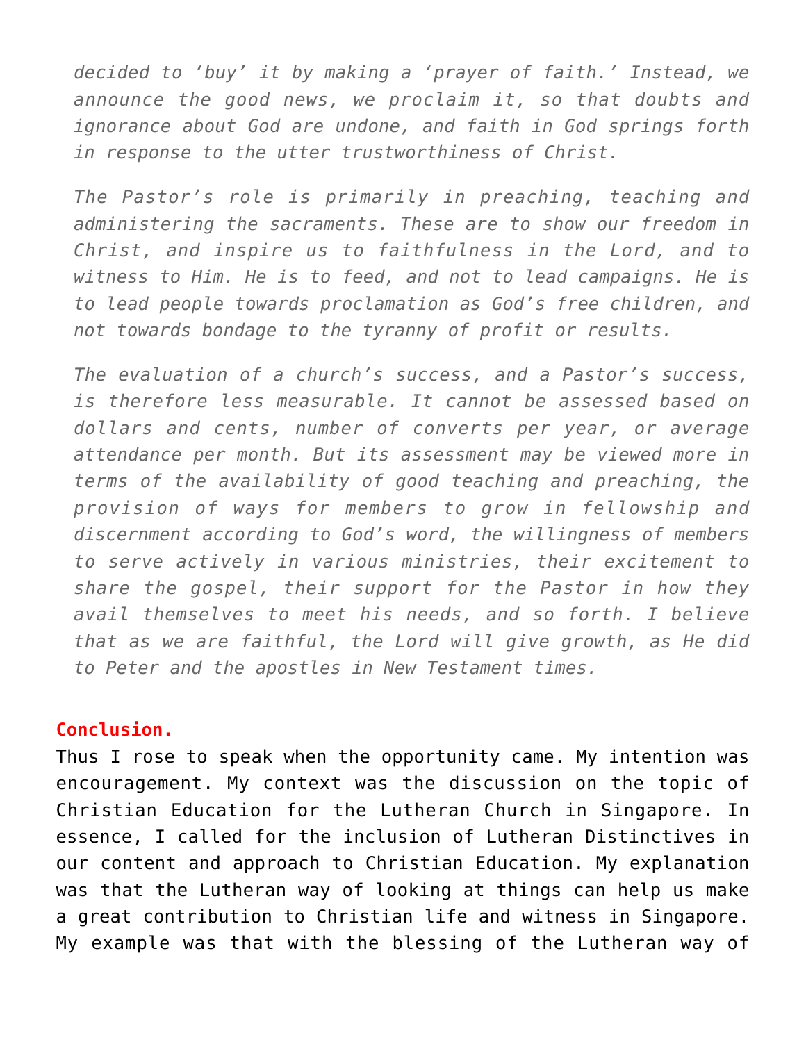*decided to 'buy' it by making a 'prayer of faith.' Instead, we announce the good news, we proclaim it, so that doubts and ignorance about God are undone, and faith in God springs forth in response to the utter trustworthiness of Christ.*

*The Pastor's role is primarily in preaching, teaching and administering the sacraments. These are to show our freedom in Christ, and inspire us to faithfulness in the Lord, and to witness to Him. He is to feed, and not to lead campaigns. He is to lead people towards proclamation as God's free children, and not towards bondage to the tyranny of profit or results.*

*The evaluation of a church's success, and a Pastor's success, is therefore less measurable. It cannot be assessed based on dollars and cents, number of converts per year, or average attendance per month. But its assessment may be viewed more in terms of the availability of good teaching and preaching, the provision of ways for members to grow in fellowship and discernment according to God's word, the willingness of members to serve actively in various ministries, their excitement to share the gospel, their support for the Pastor in how they avail themselves to meet his needs, and so forth. I believe that as we are faithful, the Lord will give growth, as He did to Peter and the apostles in New Testament times.*

**Conclusion.**

Thus I rose to speak when the opportunity came. My intention was encouragement. My context was the discussion on the topic of Christian Education for the Lutheran Church in Singapore. In essence, I called for the inclusion of Lutheran Distinctives in our content and approach to Christian Education. My explanation was that the Lutheran way of looking at things can help us make a great contribution to Christian life and witness in Singapore. My example was that with the blessing of the Lutheran way of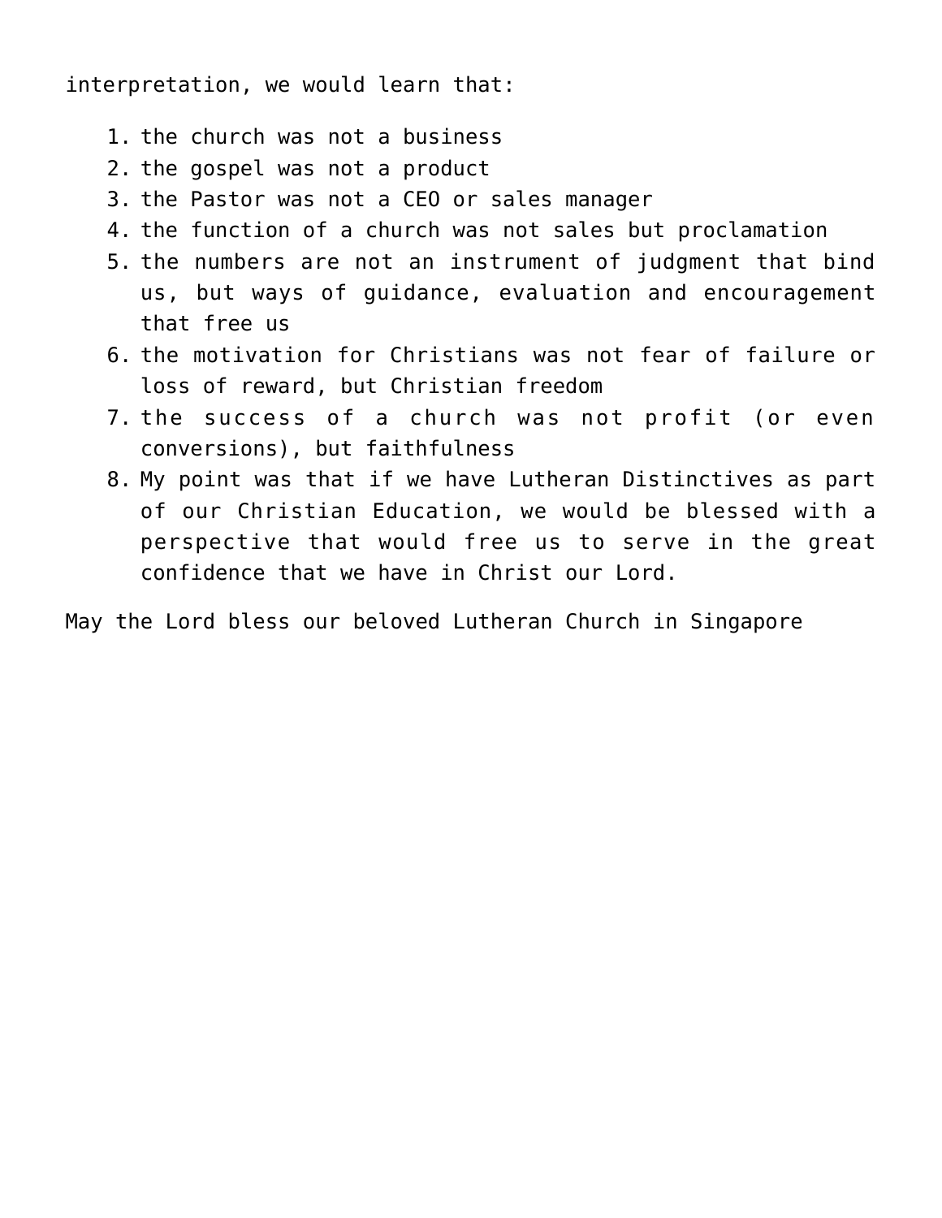interpretation, we would learn that:

1. the church was not a business
2. the gospel was not a product
3. the Pastor was not a CEO or sales manager
4. the function of a church was not sales but proclamation
5. the numbers are not an instrument of judgment that bind us, but ways of guidance, evaluation and encouragement that free us
6. the motivation for Christians was not fear of failure or loss of reward, but Christian freedom
7. the success of a church was not profit (or even conversions), but faithfulness
8. My point was that if we have Lutheran Distinctives as part of our Christian Education, we would be blessed with a perspective that would free us to serve in the great confidence that we have in Christ our Lord.

May the Lord bless our beloved Lutheran Church in Singapore